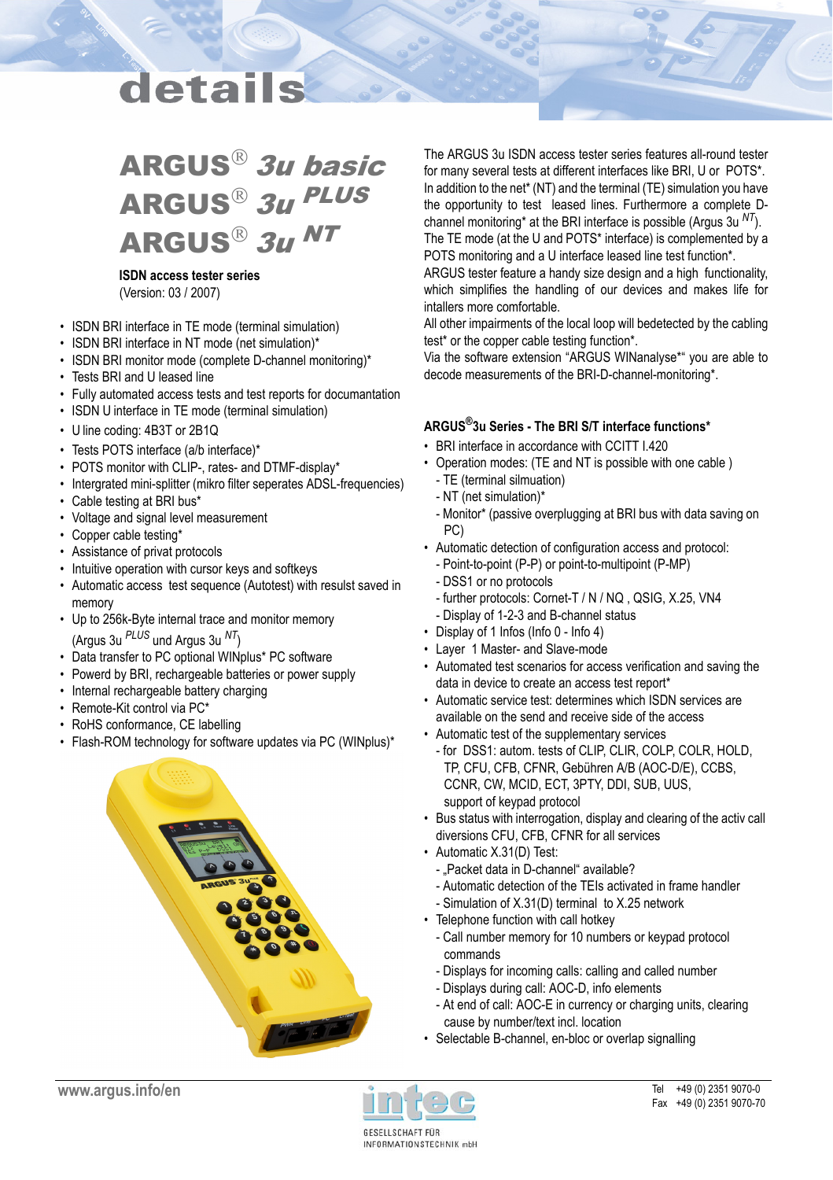# details

# ARGUS® 3u basic
# ARGUS® 3u PLUS
# ARGUS® 3u NT

**ISDN access tester series**
(Version: 03 / 2007)

- ISDN BRI interface in TE mode (terminal simulation)
- ISDN BRI interface in NT mode (net simulation)*
- ISDN BRI monitor mode (complete D-channel monitoring)*
- Tests BRI and U leased line
- Fully automated access tests and test reports for documantation
- ISDN U interface in TE mode (terminal simulation)
- U line coding: 4B3T or 2B1Q
- Tests POTS interface (a/b interface)*
- POTS monitor with CLIP-, rates- and DTMF-display*
- Intergrated mini-splitter (mikro filter seperates ADSL-frequencies)
- Cable testing at BRI bus*
- Voltage and signal level measurement
- Copper cable testing*
- Assistance of privat protocols
- Intuitive operation with cursor keys and softkeys
- Automatic access test sequence (Autotest) with resulst saved in memory
- Up to 256k-Byte internal trace and monitor memory (Argus 3u PLUS und Argus 3u NT)
- Data transfer to PC optional WINplus* PC software
- Powerd by BRI, rechargeable batteries or power supply
- Internal rechargeable battery charging
- Remote-Kit control via PC*
- RoHS conformance, CE labelling
- Flash-ROM technology for software updates via PC (WINplus)*

The ARGUS 3u ISDN access tester series features all-round tester for many several tests at different interfaces like BRI, U or POTS*. In addition to the net* (NT) and the terminal (TE) simulation you have the opportunity to test leased lines. Furthermore a complete D-channel monitoring* at the BRI interface is possible (Argus 3u NT). The TE mode (at the U and POTS* interface) is complemented by a POTS monitoring and a U interface leased line test function*. ARGUS tester feature a handy size design and a high functionality, which simplifies the handling of our devices and makes life for intallers more comfortable.
All other impairments of the local loop will bedetected by the cabling test* or the copper cable testing function*.
Via the software extension "ARGUS WINanalyse*" you are able to decode measurements of the BRI-D-channel-monitoring*.

**ARGUS®3u Series - The BRI S/T interface functions***

- BRI interface in accordance with CCITT I.420
- Operation modes: (TE and NT is possible with one cable )
  - TE (terminal silmuation)
  - NT (net simulation)*
  - Monitor* (passive overplugging at BRI bus with data saving on PC)
- Automatic detection of configuration access and protocol:
  - Point-to-point (P-P) or point-to-multipoint (P-MP)
  - DSS1 or no protocols
  - further protocols: Cornet-T / N / NQ , QSIG, X.25, VN4
  - Display of 1-2-3 and B-channel status
- Display of 1 Infos (Info 0 - Info 4)
- Layer 1 Master- and Slave-mode
- Automated test scenarios for access verification and saving the data in device to create an access test report*
- Automatic service test: determines which ISDN services are available on the send and receive side of the access
- Automatic testing of the supplementary services
  - for DSS1: autom. tests of CLIP, CLIR, COLP, COLR, HOLD, TP, CFU, CFB, CFNR, Gebühren A/B (AOC-D/E), CCBS, CCNR, CW, MCID, ECT, 3PTY, DDI, SUB, UUS, support of keypad protocol
- Bus status with interrogation, display and clearing of the activ call diversions CFU, CFB, CFNR for all services
- Automatic X.31(D) Test:
  - „Packet data in D-channel" available?
  - Automatic detection of the TEIs activated in frame handler
  - Simulation of X.31(D) terminal to X.25 network
- Telephone function with call hotkey
  - Call number memory for 10 numbers or keypad protocol commands
  - Displays for incoming calls: calling and called number
  - Displays during call: AOC-D, info elements
  - At end of call: AOC-E in currency or charging units, clearing cause by number/text incl. location
- Selectable B-channel, en-bloc or overlap signalling

www.argus.info/en

intec GESELLSCHAFT FÜR INFORMATIONSTECHNIK mbH

Tel +49 (0) 2351 9070-0
Fax +49 (0) 2351 9070-70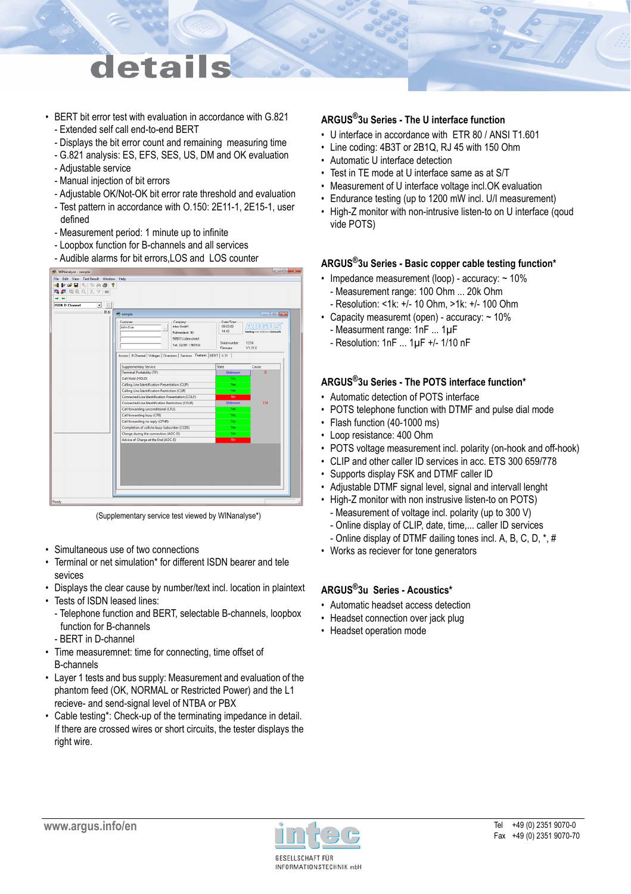# details

- BERT bit error test with evaluation in accordance with G.821
  - Extended self call end-to-end BERT
  - Displays the bit error count and remaining measuring time
  - G.821 analysis: ES, EFS, SES, US, DM and OK evaluation
  - Adjustable service
  - Manual injection of bit errors
  - Adjustable OK/Not-OK bit error rate threshold and evaluation
  - Test pattern in accordance with O.150: 2E11-1, 2E15-1, user defined
  - Measurement period: 1 minute up to infinite
  - Loopbox function for B-channels and all services
  - Audible alarms for bit errors,LOS and LOS counter

(Supplementary service test viewed by WINanalyse*)

- Simultaneous use of two connections
- Terminal or net simulation* for different ISDN bearer and tele services
- Displays the clear cause by number/text incl. location in plaintext
- Tests of ISDN leased lines:
  - Telephone function and BERT, selectable B-channels, loopbox function for B-channels
  - BERT in D-channel
- Time measuremnet: time for connecting, time offset of B-channels
- Layer 1 tests and bus supply: Measurement and evaluation of the phantom feed (OK, NORMAL or Restricted Power) and the L1 recieve- and send-signal level of NTBA or PBX
- Cable testing*: Check-up of the terminating impedance in detail. If there are crossed wires or short circuits, the tester displays the right wire.

### ARGUS®3u Series - The U interface function

- U interface in accordance with ETR 80 / ANSI T1.601
- Line coding: 4B3T or 2B1Q, RJ 45 with 150 Ohm
- Automatic U interface detection
- Test in TE mode at U interface same as at S/T
- Measurement of U interface voltage incl.OK evaluation
- Endurance testing (up to 1200 mW incl. U/I measurement)
- High-Z monitor with non-intrusive listen-to on U interface (qoud vide POTS)

### ARGUS®3u Series - Basic copper cable testing function*

- Impedance measurement (loop) - accuracy: ~ 10%
  - Measurement range: 100 Ohm ... 20k Ohm
  - Resolution: <1k: +/- 10 Ohm, >1k: +/- 100 Ohm
- Capacity measuremt (open) - accuracy: ~ 10%
  - Measurment range: 1nF ... 1µF
  - Resolution: 1nF ... 1µF +/- 1/10 nF

### ARGUS®3u Series - The POTS interface function*

- Automatic detection of POTS interface
- POTS telephone function with DTMF and pulse dial mode
- Flash function (40-1000 ms)
- Loop resistance: 400 Ohm
- POTS voltage measurement incl. polarity (on-hook and off-hook)
- CLIP and other caller ID services in acc. ETS 300 659/778
- Supports display FSK and DTMF caller ID
- Adjustable DTMF signal level, signal and intervall lenght
- High-Z monitor with non instrusive listen-to on POTS)
  - Measurement of voltage incl. polarity (up to 300 V)
  - Online display of CLIP, date, time,... caller ID services
  - Online display of DTMF dailing tones incl. A, B, C, D, *, #
- Works as reciever for tone generators

### ARGUS®3u Series - Acoustics*

- Automatic headset access detection
- Headset connection over jack plug
- Headset operation mode

www.argus.info/en

intec GESELLSCHAFT FÜR INFORMATIONSTECHNIK mbH

Tel +49 (0) 2351 9070-0
Fax +49 (0) 2351 9070-70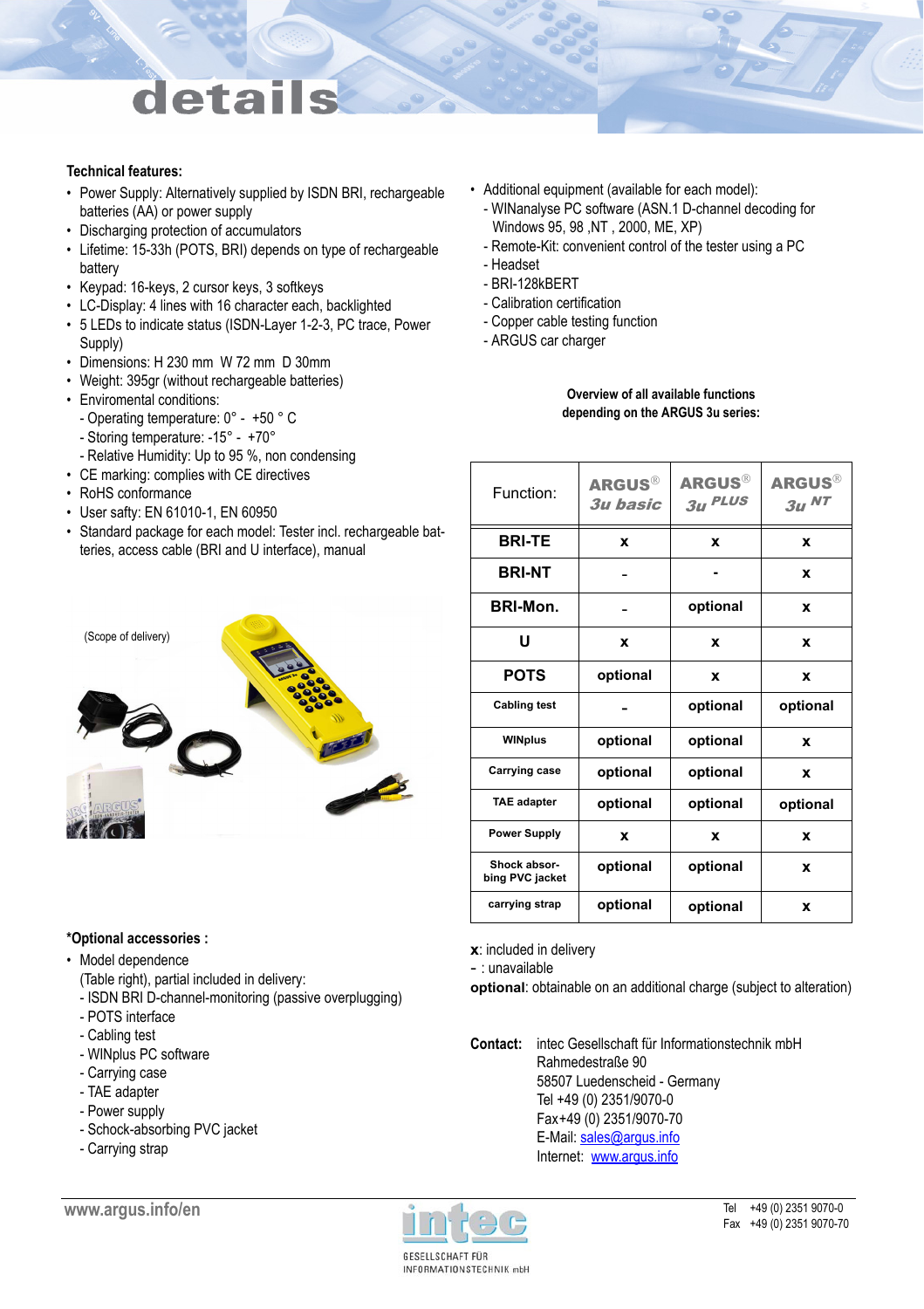# details

**Technical features:**

- Power Supply: Alternatively supplied by ISDN BRI, rechargeable batteries (AA) or power supply
- Discharging protection of accumulators
- Lifetime: 15-33h (POTS, BRI) depends on type of rechargeable battery
- Keypad: 16-keys, 2 cursor keys, 3 softkeys
- LC-Display: 4 lines with 16 character each, backlighted
- 5 LEDs to indicate status (ISDN-Layer 1-2-3, PC trace, Power Supply)
- Dimensions: H 230 mm W 72 mm D 30mm
- Weight: 395gr (without rechargeable batteries)
- Enviromental conditions:
  - Operating temperature: 0° - +50 ° C
  - Storing temperature: -15° - +70°
  - Relative Humidity: Up to 95 %, non condensing
- CE marking: complies with CE directives
- RoHS conformance
- User safty: EN 61010-1, EN 60950
- Standard package for each model: Tester incl. rechargeable batteries, access cable (BRI and U interface), manual

(Scope of delivery)

**\*Optional accessories :**

- Model dependence
  (Table right), partial included in delivery:
  - ISDN BRI D-channel-monitoring (passive overplugging)
  - POTS interface
  - Cabling test
  - WINplus PC software
  - Carrying case
  - TAE adapter
  - Power supply
  - Schock-absorbing PVC jacket
  - Carrying strap

- Additional equipment (available for each model):
  - WINanalyse PC software (ASN.1 D-channel decoding for Windows 95, 98 ,NT , 2000, ME, XP)
  - Remote-Kit: convenient control of the tester using a PC
  - Headset
  - BRI-128kBERT
  - Calibration certification
  - Copper cable testing function
  - ARGUS car charger

**Overview of all available functions depending on the ARGUS 3u series:**

| Function: | ARGUS® 3u basic | ARGUS® 3u PLUS | ARGUS® 3u NT |
|---|---|---|---|
| **BRI-TE** | x | x | x |
| **BRI-NT** | - | - | x |
| **BRI-Mon.** | - | optional | x |
| **U** | x | x | x |
| **POTS** | optional | x | x |
| **Cabling test** | - | optional | optional |
| **WINplus** | optional | optional | x |
| **Carrying case** | optional | optional | x |
| **TAE adapter** | optional | optional | optional |
| **Power Supply** | x | x | x |
| **Shock absorbing PVC jacket** | optional | optional | x |
| **carrying strap** | optional | optional | x |

**x**: included in delivery
**-** : unavailable
**optional**: obtainable on an additional charge (subject to alteration)

**Contact:** intec Gesellschaft für Informationstechnik mbH
Rahmedestraße 90
58507 Luedenscheid - Germany
Tel +49 (0) 2351/9070-0
Fax+49 (0) 2351/9070-70
E-Mail: sales@argus.info
Internet: www.argus.info

www.argus.info/en

intec GESELLSCHAFT FÜR INFORMATIONSTECHNIK mbH

Tel +49 (0) 2351 9070-0
Fax +49 (0) 2351 9070-70